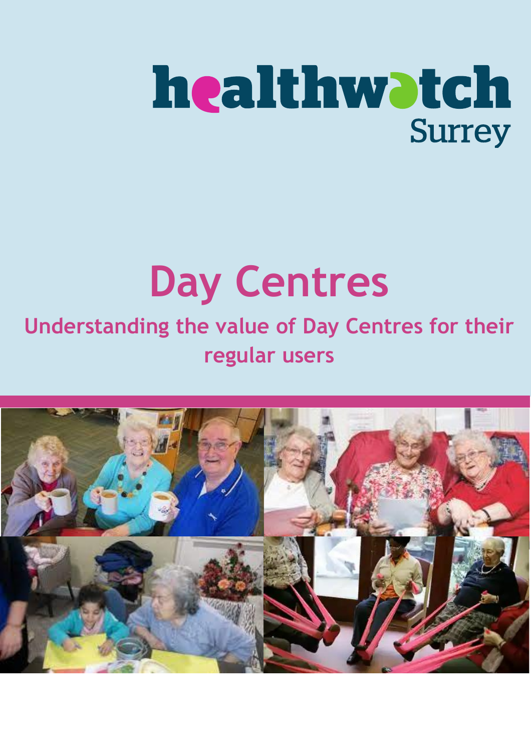healthwatch Surrey

# Day Centres

## Understanding the value of Day Centres for their regular users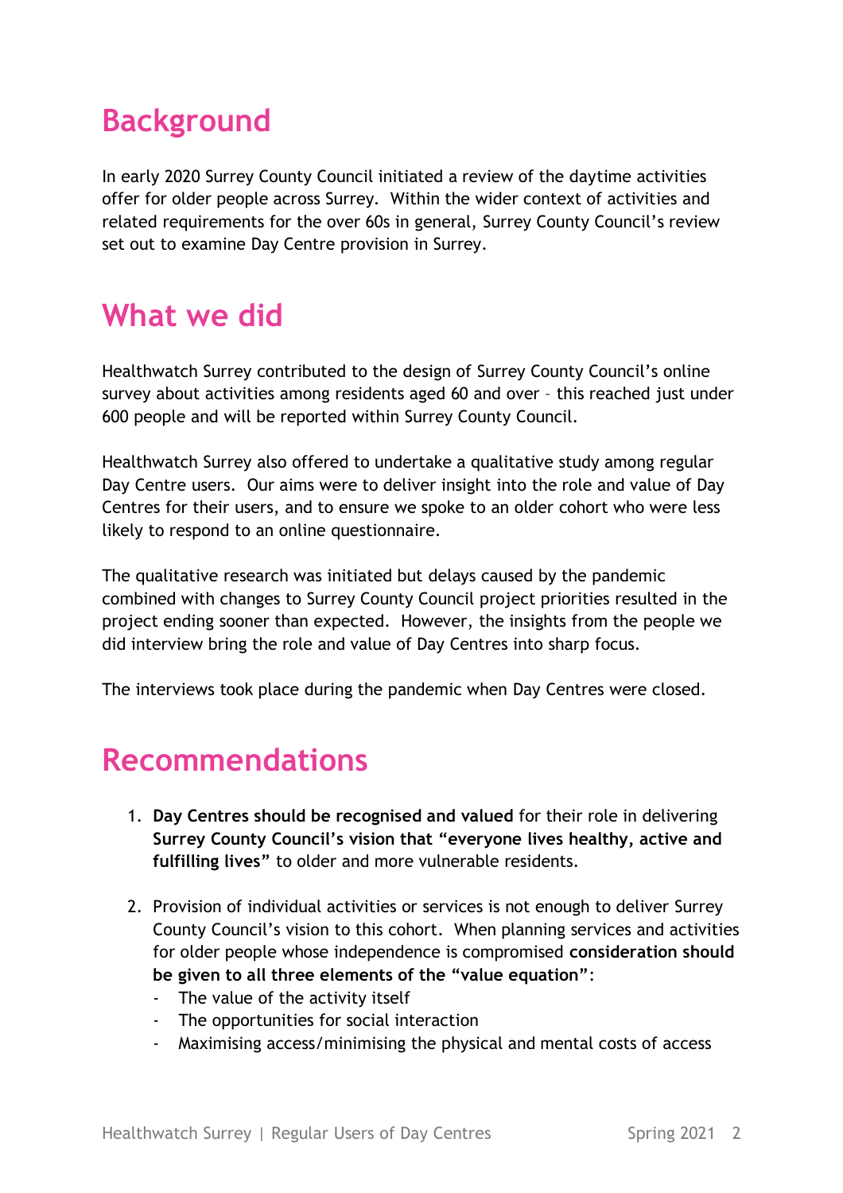## Background

In early 2020 Surrey County Council initiated a review of the daytime activities offer for older people across Surrey. Within the wider context of activities and related requirements for the over 60s in general, Surrey County Council's review set out to examine Day Centre provision in Surrey.

## What we did

Healthwatch Surrey contributed to the design of Surrey County Council's online survey about activities among residents aged 60 and over – this reached just under 600 people and will be reported within Surrey County Council.

Healthwatch Surrey also offered to undertake a qualitative study among regular Day Centre users. Our aims were to deliver insight into the role and value of Day Centres for their users, and to ensure we spoke to an older cohort who were less likely to respond to an online questionnaire.

The qualitative research was initiated but delays caused by the pandemic combined with changes to Surrey County Council project priorities resulted in the project ending sooner than expected. However, the insights from the people we did interview bring the role and value of Day Centres into sharp focus.

The interviews took place during the pandemic when Day Centres were closed.

## Recommendations

1. **Day Centres should be recognised and valued** for their role in delivering **Surrey County Council's vision that "everyone lives healthy, active and fulfilling lives"** to older and more vulnerable residents.

2. Provision of individual activities or services is not enough to deliver Surrey County Council's vision to this cohort. When planning services and activities for older people whose independence is compromised **consideration should be given to all three elements of the "value equation"**:
   - The value of the activity itself
   - The opportunities for social interaction
   - Maximising access/minimising the physical and mental costs of access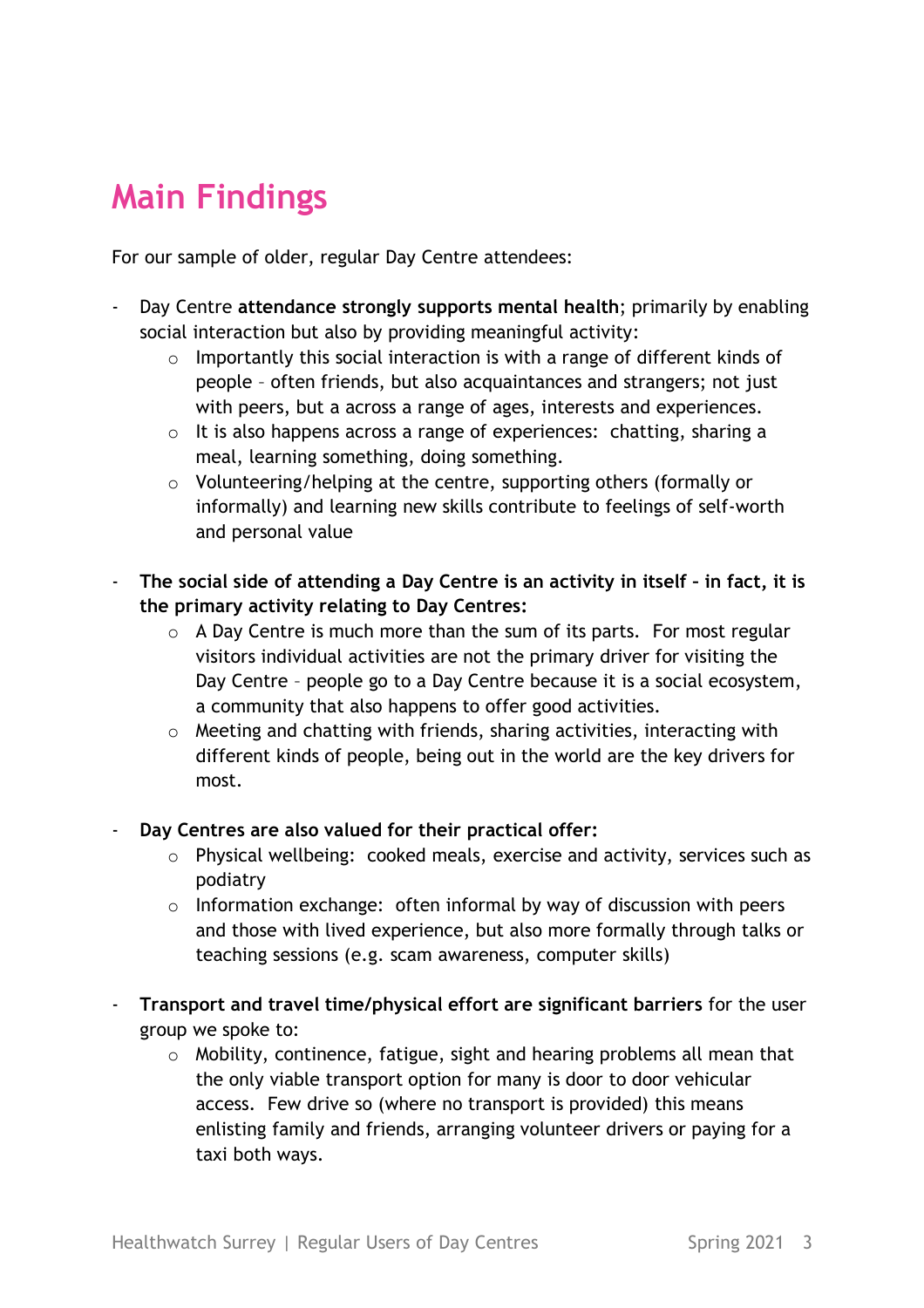# Main Findings

For our sample of older, regular Day Centre attendees:

- Day Centre **attendance strongly supports mental health**; primarily by enabling social interaction but also by providing meaningful activity:
    - Importantly this social interaction is with a range of different kinds of people – often friends, but also acquaintances and strangers; not just with peers, but a across a range of ages, interests and experiences.
    - It is also happens across a range of experiences: chatting, sharing a meal, learning something, doing something.
    - Volunteering/helping at the centre, supporting others (formally or informally) and learning new skills contribute to feelings of self-worth and personal value

- **The social side of attending a Day Centre is an activity in itself – in fact, it is the primary activity relating to Day Centres:**
    - A Day Centre is much more than the sum of its parts. For most regular visitors individual activities are not the primary driver for visiting the Day Centre – people go to a Day Centre because it is a social ecosystem, a community that also happens to offer good activities.
    - Meeting and chatting with friends, sharing activities, interacting with different kinds of people, being out in the world are the key drivers for most.

- **Day Centres are also valued for their practical offer:**
    - Physical wellbeing: cooked meals, exercise and activity, services such as podiatry
    - Information exchange: often informal by way of discussion with peers and those with lived experience, but also more formally through talks or teaching sessions (e.g. scam awareness, computer skills)

- **Transport and travel time/physical effort are significant barriers** for the user group we spoke to:
    - Mobility, continence, fatigue, sight and hearing problems all mean that the only viable transport option for many is door to door vehicular access. Few drive so (where no transport is provided) this means enlisting family and friends, arranging volunteer drivers or paying for a taxi both ways.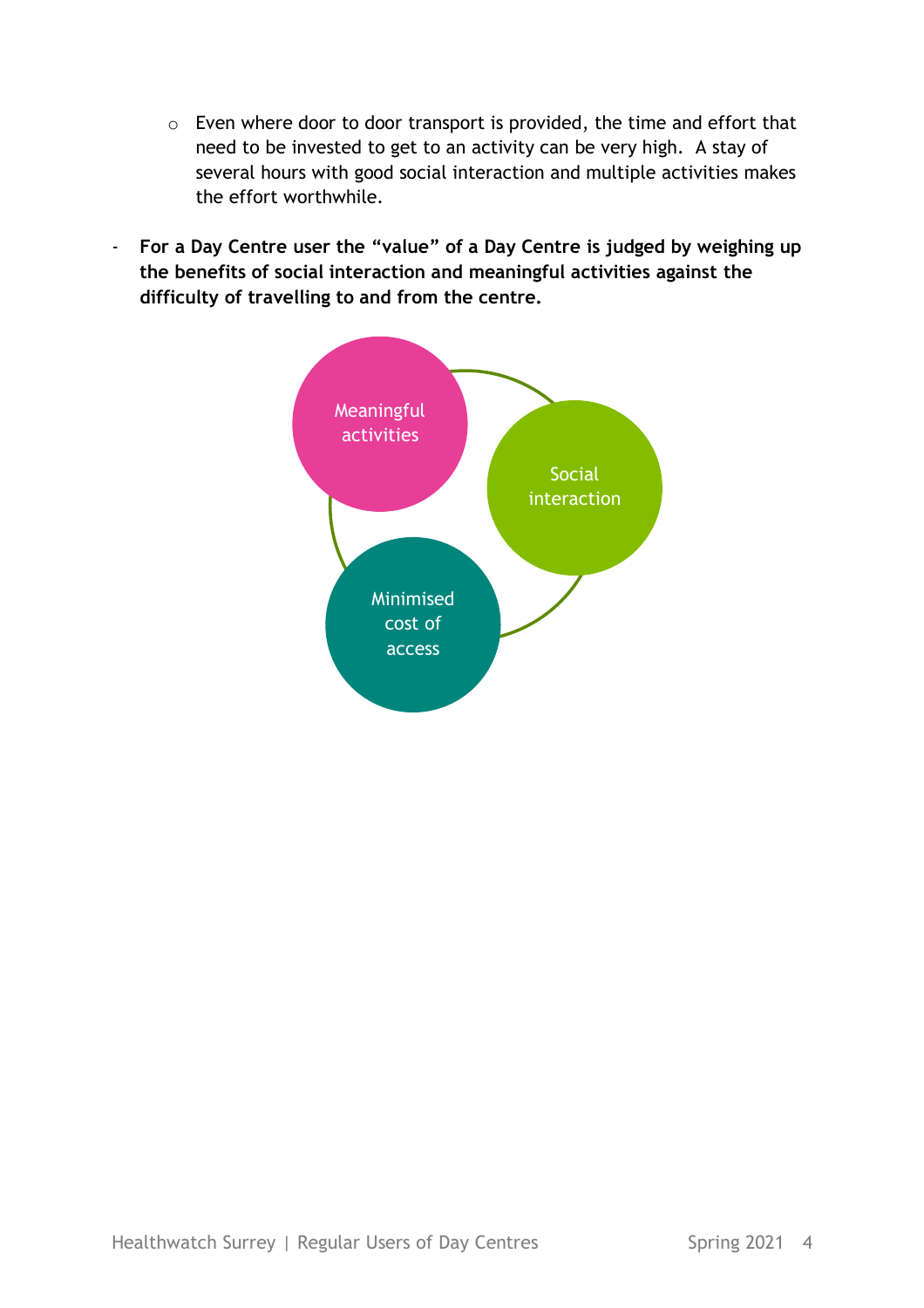- Even where door to door transport is provided, the time and effort that need to be invested to get to an activity can be very high. A stay of several hours with good social interaction and multiple activities makes the effort worthwhile.

- **For a Day Centre user the "value" of a Day Centre is judged by weighing up the benefits of social interaction and meaningful activities against the difficulty of travelling to and from the centre.**

Meaningful activities

Social interaction

Minimised cost of access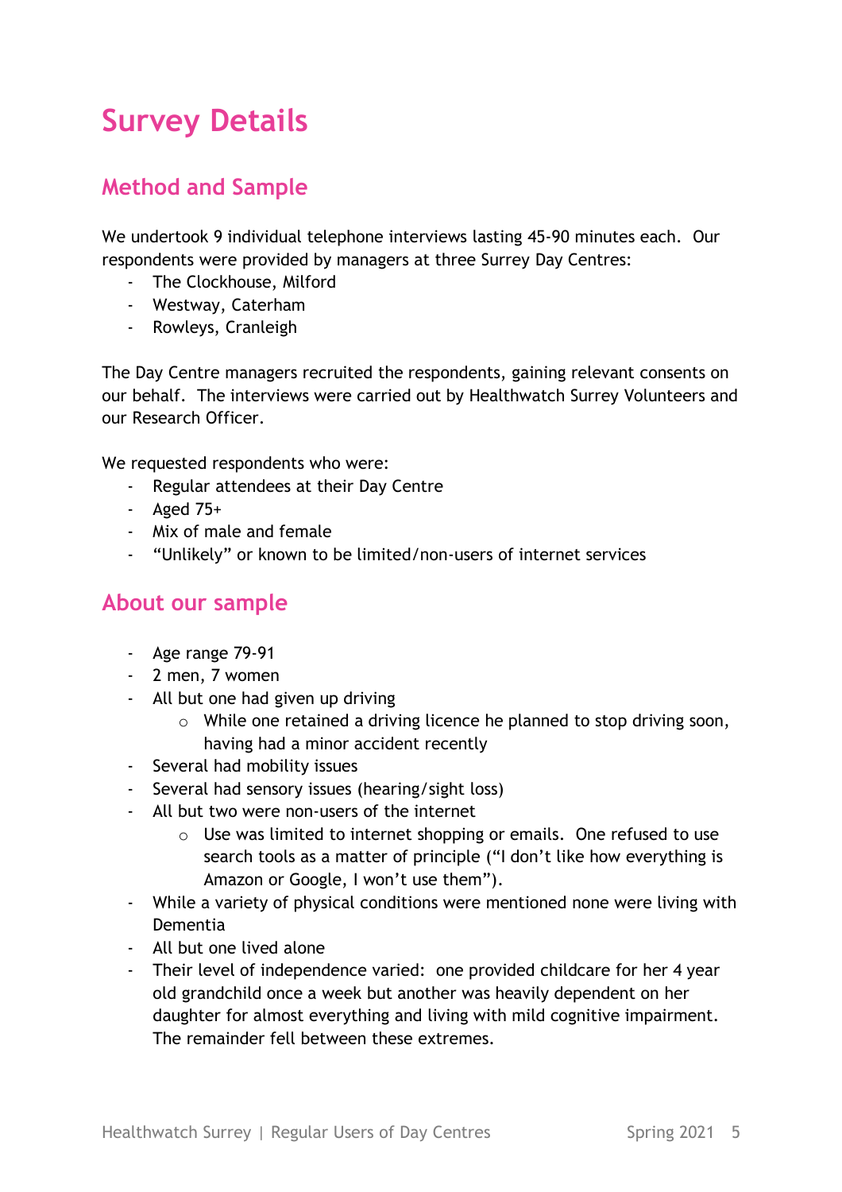# Survey Details

## Method and Sample

We undertook 9 individual telephone interviews lasting 45-90 minutes each. Our respondents were provided by managers at three Surrey Day Centres:

- The Clockhouse, Milford
- Westway, Caterham
- Rowleys, Cranleigh

The Day Centre managers recruited the respondents, gaining relevant consents on our behalf. The interviews were carried out by Healthwatch Surrey Volunteers and our Research Officer.

We requested respondents who were:

- Regular attendees at their Day Centre
- Aged 75+
- Mix of male and female
- "Unlikely" or known to be limited/non-users of internet services

## About our sample

- Age range 79-91
- 2 men, 7 women
- All but one had given up driving
    - While one retained a driving licence he planned to stop driving soon, having had a minor accident recently
- Several had mobility issues
- Several had sensory issues (hearing/sight loss)
- All but two were non-users of the internet
    - Use was limited to internet shopping or emails. One refused to use search tools as a matter of principle ("I don't like how everything is Amazon or Google, I won't use them").
- While a variety of physical conditions were mentioned none were living with Dementia
- All but one lived alone
- Their level of independence varied: one provided childcare for her 4 year old grandchild once a week but another was heavily dependent on her daughter for almost everything and living with mild cognitive impairment. The remainder fell between these extremes.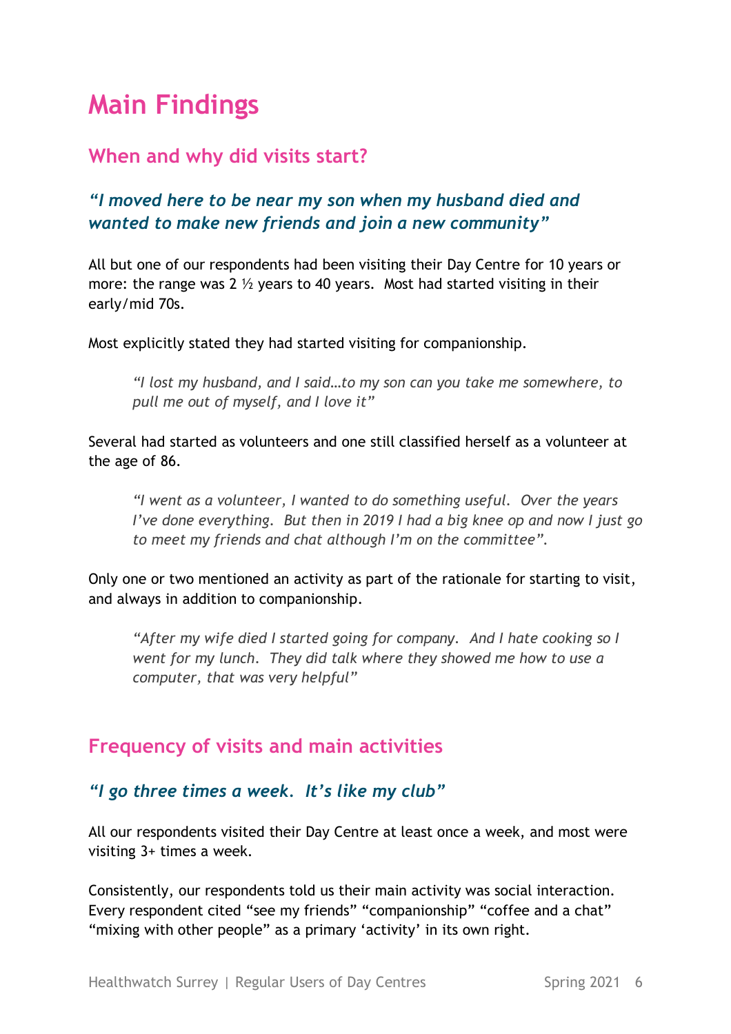# Main Findings

## When and why did visits start?

### *"I moved here to be near my son when my husband died and wanted to make new friends and join a new community"*

All but one of our respondents had been visiting their Day Centre for 10 years or more: the range was 2 ½ years to 40 years. Most had started visiting in their early/mid 70s.

Most explicitly stated they had started visiting for companionship.

> *"I lost my husband, and I said…to my son can you take me somewhere, to pull me out of myself, and I love it"*

Several had started as volunteers and one still classified herself as a volunteer at the age of 86.

> *"I went as a volunteer, I wanted to do something useful. Over the years I've done everything. But then in 2019 I had a big knee op and now I just go to meet my friends and chat although I'm on the committee".*

Only one or two mentioned an activity as part of the rationale for starting to visit, and always in addition to companionship.

> *"After my wife died I started going for company. And I hate cooking so I went for my lunch. They did talk where they showed me how to use a computer, that was very helpful"*

## Frequency of visits and main activities

### *"I go three times a week. It's like my club"*

All our respondents visited their Day Centre at least once a week, and most were visiting 3+ times a week.

Consistently, our respondents told us their main activity was social interaction. Every respondent cited "see my friends" "companionship" "coffee and a chat" "mixing with other people" as a primary 'activity' in its own right.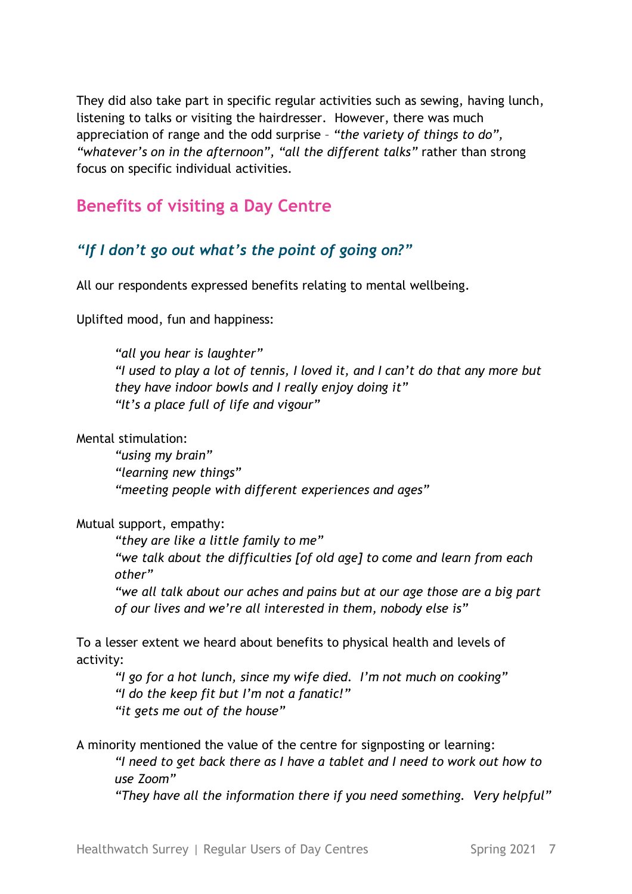They did also take part in specific regular activities such as sewing, having lunch, listening to talks or visiting the hairdresser. However, there was much appreciation of range and the odd surprise – *"the variety of things to do", "whatever's on in the afternoon", "all the different talks"* rather than strong focus on specific individual activities.

## Benefits of visiting a Day Centre

### *"If I don't go out what's the point of going on?"*

All our respondents expressed benefits relating to mental wellbeing.

Uplifted mood, fun and happiness:

> *"all you hear is laughter"*
> *"I used to play a lot of tennis, I loved it, and I can't do that any more but they have indoor bowls and I really enjoy doing it"*
> *"It's a place full of life and vigour"*

Mental stimulation:

> *"using my brain"*
> *"learning new things"*
> *"meeting people with different experiences and ages"*

Mutual support, empathy:

> *"they are like a little family to me"*
> *"we talk about the difficulties [of old age] to come and learn from each other"*
> *"we all talk about our aches and pains but at our age those are a big part of our lives and we're all interested in them, nobody else is"*

To a lesser extent we heard about benefits to physical health and levels of activity:

> *"I go for a hot lunch, since my wife died. I'm not much on cooking"*
> *"I do the keep fit but I'm not a fanatic!"*
> *"it gets me out of the house"*

A minority mentioned the value of the centre for signposting or learning:

> *"I need to get back there as I have a tablet and I need to work out how to use Zoom"*
> *"They have all the information there if you need something. Very helpful"*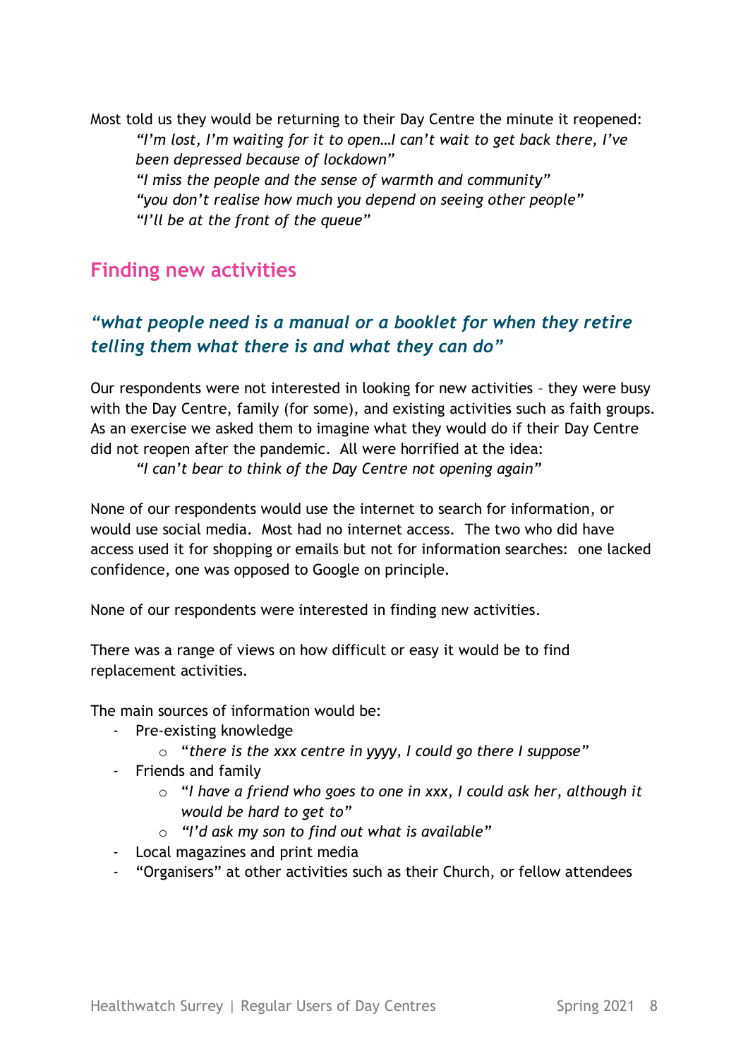Most told us they would be returning to their Day Centre the minute it reopened:

> *"I'm lost, I'm waiting for it to open…I can't wait to get back there, I've been depressed because of lockdown"*
> *"I miss the people and the sense of warmth and community"*
> *"you don't realise how much you depend on seeing other people"*
> *"I'll be at the front of the queue"*

## Finding new activities

### *"what people need is a manual or a booklet for when they retire telling them what there is and what they can do"*

Our respondents were not interested in looking for new activities – they were busy with the Day Centre, family (for some), and existing activities such as faith groups. As an exercise we asked them to imagine what they would do if their Day Centre did not reopen after the pandemic. All were horrified at the idea:

> *"I can't bear to think of the Day Centre not opening again"*

None of our respondents would use the internet to search for information, or would use social media. Most had no internet access. The two who did have access used it for shopping or emails but not for information searches: one lacked confidence, one was opposed to Google on principle.

None of our respondents were interested in finding new activities.

There was a range of views on how difficult or easy it would be to find replacement activities.

The main sources of information would be:

- Pre-existing knowledge
    - "*there is the xxx centre in yyyy, I could go there I suppose*"
- Friends and family
    - "*I have a friend who goes to one in xxx, I could ask her, although it would be hard to get to*"
    - *"I'd ask my son to find out what is available"*
- Local magazines and print media
- "Organisers" at other activities such as their Church, or fellow attendees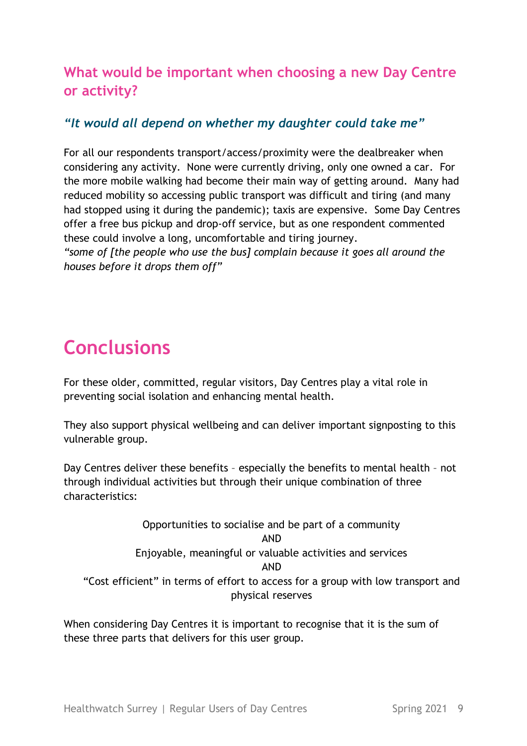## What would be important when choosing a new Day Centre or activity?

### *"It would all depend on whether my daughter could take me"*

For all our respondents transport/access/proximity were the dealbreaker when considering any activity. None were currently driving, only one owned a car. For the more mobile walking had become their main way of getting around. Many had reduced mobility so accessing public transport was difficult and tiring (and many had stopped using it during the pandemic); taxis are expensive. Some Day Centres offer a free bus pickup and drop-off service, but as one respondent commented these could involve a long, uncomfortable and tiring journey.
*"some of [the people who use the bus] complain because it goes all around the houses before it drops them off"*

# Conclusions

For these older, committed, regular visitors, Day Centres play a vital role in preventing social isolation and enhancing mental health.

They also support physical wellbeing and can deliver important signposting to this vulnerable group.

Day Centres deliver these benefits – especially the benefits to mental health – not through individual activities but through their unique combination of three characteristics:

Opportunities to socialise and be part of a community
AND
Enjoyable, meaningful or valuable activities and services
AND
"Cost efficient" in terms of effort to access for a group with low transport and physical reserves

When considering Day Centres it is important to recognise that it is the sum of these three parts that delivers for this user group.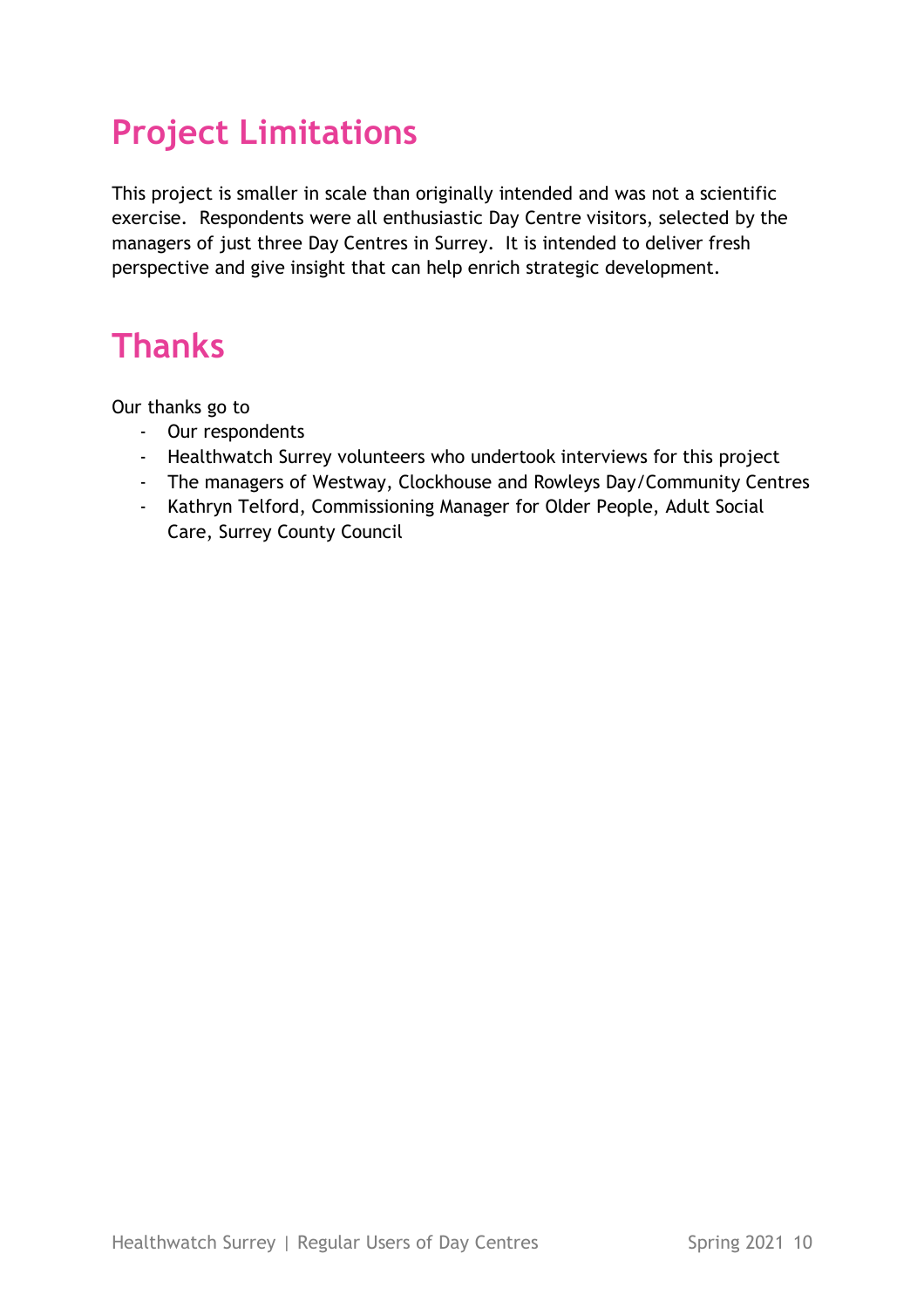# Project Limitations

This project is smaller in scale than originally intended and was not a scientific exercise. Respondents were all enthusiastic Day Centre visitors, selected by the managers of just three Day Centres in Surrey. It is intended to deliver fresh perspective and give insight that can help enrich strategic development.

# Thanks

Our thanks go to

- Our respondents
- Healthwatch Surrey volunteers who undertook interviews for this project
- The managers of Westway, Clockhouse and Rowleys Day/Community Centres
- Kathryn Telford, Commissioning Manager for Older People, Adult Social Care, Surrey County Council